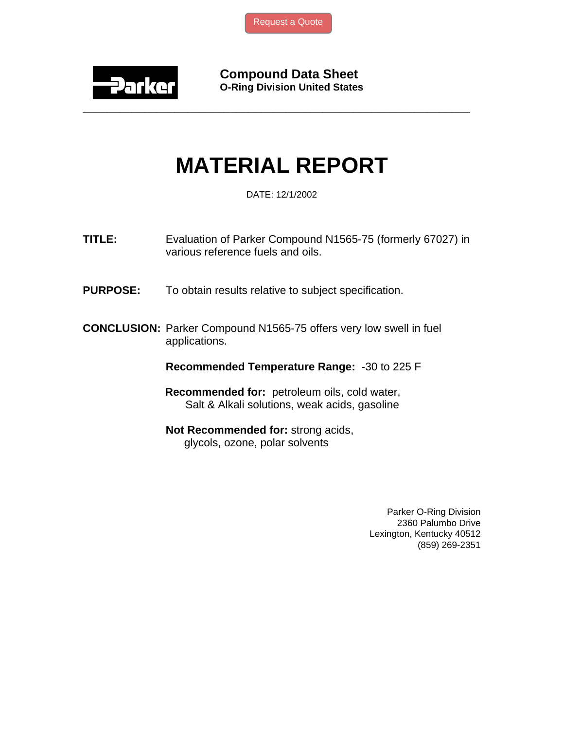Request a Quote

**Compound Data Sheet**
**O-Ring Division United States**

# MATERIAL REPORT

DATE: 12/1/2002

**TITLE:** Evaluation of Parker Compound N1565-75 (formerly 67027) in various reference fuels and oils.

**PURPOSE:** To obtain results relative to subject specification.

**CONCLUSION:** Parker Compound N1565-75 offers very low swell in fuel applications.

**Recommended Temperature Range:** -30 to 225 F

**Recommended for:** petroleum oils, cold water, Salt & Alkali solutions, weak acids, gasoline

**Not Recommended for:** strong acids, glycols, ozone, polar solvents

Parker O-Ring Division
2360 Palumbo Drive
Lexington, Kentucky 40512
(859) 269-2351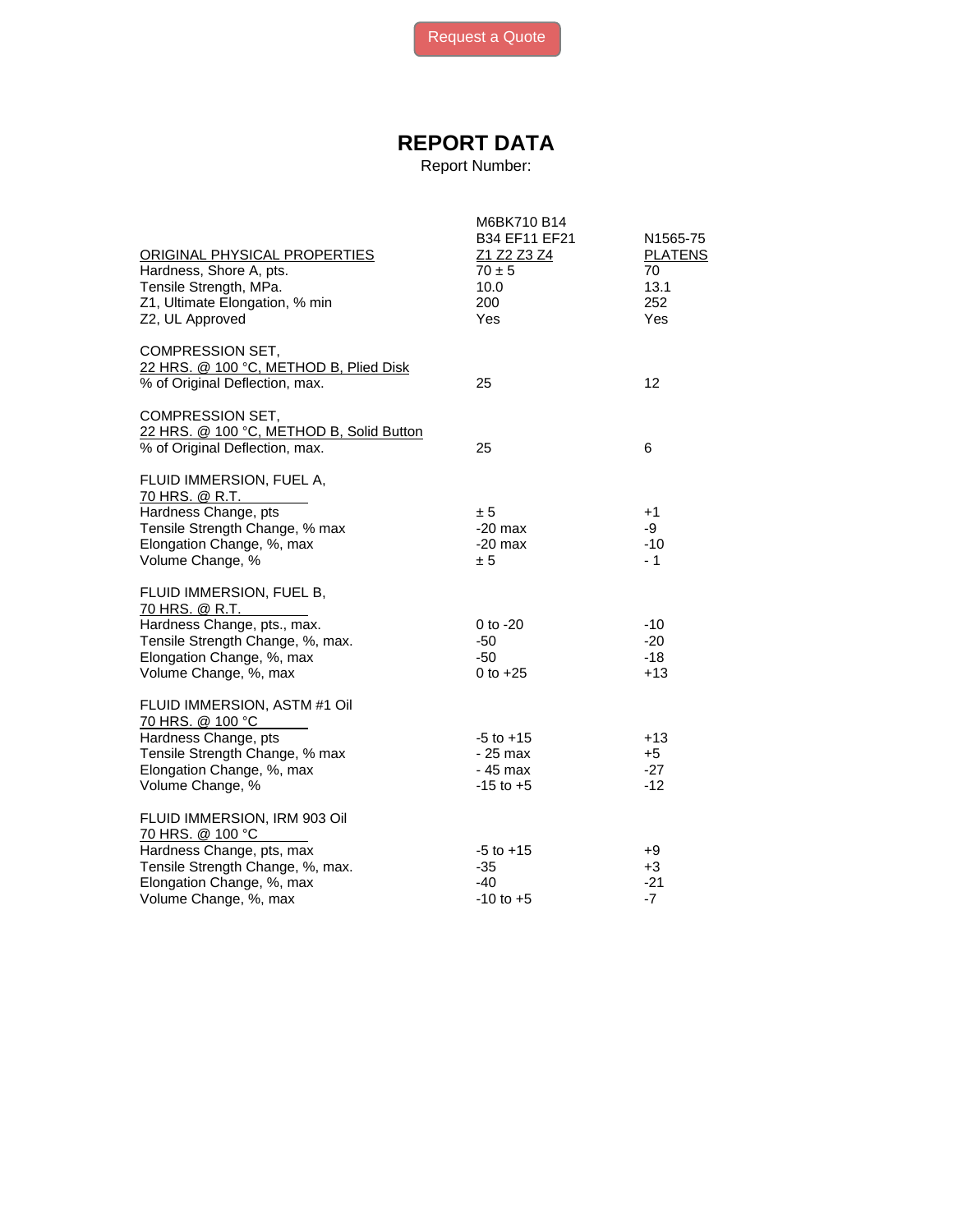Request a Quote

# REPORT DATA

Report Number:

| | M6BK710 B14 B34 EF11 EF21 Z1 Z2 Z3 Z4 | N1565-75 PLATENS |
|---|---|---|
| ORIGINAL PHYSICAL PROPERTIES | | |
| Hardness, Shore A, pts. | 70 ± 5 | 70 |
| Tensile Strength, MPa. | 10.0 | 13.1 |
| Z1, Ultimate Elongation, % min | 200 | 252 |
| Z2, UL Approved | Yes | Yes |
| COMPRESSION SET, 22 HRS. @ 100 °C, METHOD B, Plied Disk | | |
| % of Original Deflection, max. | 25 | 12 |
| COMPRESSION SET, 22 HRS. @ 100 °C, METHOD B, Solid Button | | |
| % of Original Deflection, max. | 25 | 6 |
| FLUID IMMERSION, FUEL A, 70 HRS. @ R.T. | | |
| Hardness Change, pts | ± 5 | +1 |
| Tensile Strength Change, % max | -20 max | -9 |
| Elongation Change, %, max | -20 max | -10 |
| Volume Change, % | ± 5 | - 1 |
| FLUID IMMERSION, FUEL B, 70 HRS. @ R.T. | | |
| Hardness Change, pts., max. | 0 to -20 | -10 |
| Tensile Strength Change, %, max. | -50 | -20 |
| Elongation Change, %, max | -50 | -18 |
| Volume Change, %, max | 0 to +25 | +13 |
| FLUID IMMERSION, ASTM #1 Oil 70 HRS. @ 100 °C | | |
| Hardness Change, pts | -5 to +15 | +13 |
| Tensile Strength Change, % max | - 25 max | +5 |
| Elongation Change, %, max | - 45 max | -27 |
| Volume Change, % | -15 to +5 | -12 |
| FLUID IMMERSION, IRM 903 Oil 70 HRS. @ 100 °C | | |
| Hardness Change, pts, max | -5 to +15 | +9 |
| Tensile Strength Change, %, max. | -35 | +3 |
| Elongation Change, %, max | -40 | -21 |
| Volume Change, %, max | -10 to +5 | -7 |